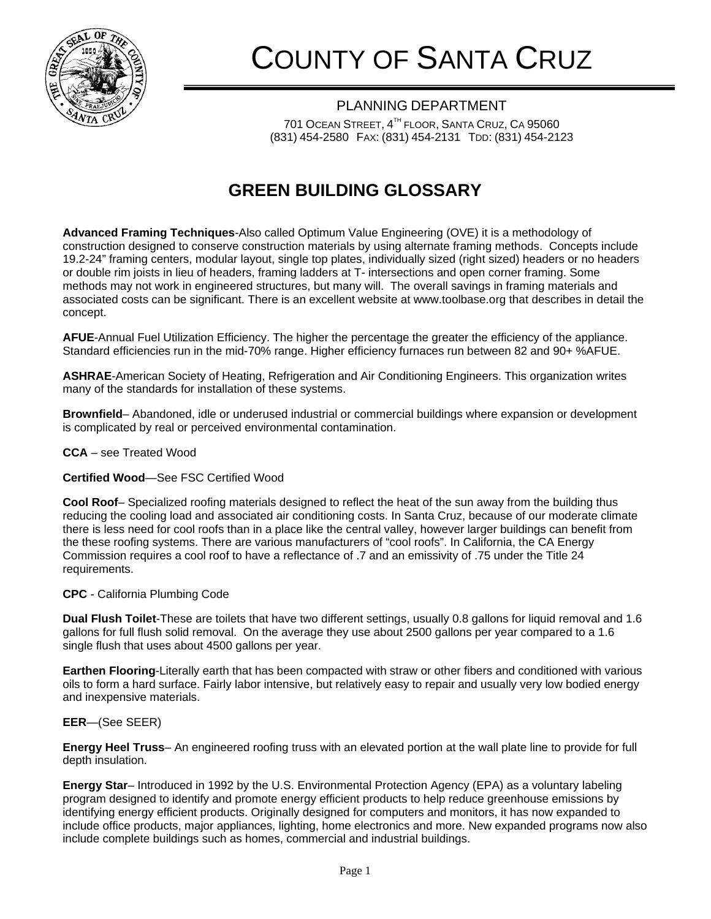# COUNTY OF SANTA CRUZ

PLANNING DEPARTMENT

701 OCEAN STREET, 4TH FLOOR, SANTA CRUZ, CA 95060
(831) 454-2580 FAX: (831) 454-2131 TDD: (831) 454-2123

## GREEN BUILDING GLOSSARY

**Advanced Framing Techniques**-Also called Optimum Value Engineering (OVE) it is a methodology of construction designed to conserve construction materials by using alternate framing methods. Concepts include 19.2-24" framing centers, modular layout, single top plates, individually sized (right sized) headers or no headers or double rim joists in lieu of headers, framing ladders at T- intersections and open corner framing. Some methods may not work in engineered structures, but many will. The overall savings in framing materials and associated costs can be significant. There is an excellent website at www.toolbase.org that describes in detail the concept.

**AFUE**-Annual Fuel Utilization Efficiency. The higher the percentage the greater the efficiency of the appliance. Standard efficiencies run in the mid-70% range. Higher efficiency furnaces run between 82 and 90+ %AFUE.

**ASHRAE**-American Society of Heating, Refrigeration and Air Conditioning Engineers. This organization writes many of the standards for installation of these systems.

**Brownfield**– Abandoned, idle or underused industrial or commercial buildings where expansion or development is complicated by real or perceived environmental contamination.

**CCA** – see Treated Wood

**Certified Wood**—See FSC Certified Wood

**Cool Roof**– Specialized roofing materials designed to reflect the heat of the sun away from the building thus reducing the cooling load and associated air conditioning costs. In Santa Cruz, because of our moderate climate there is less need for cool roofs than in a place like the central valley, however larger buildings can benefit from the these roofing systems. There are various manufacturers of "cool roofs". In California, the CA Energy Commission requires a cool roof to have a reflectance of .7 and an emissivity of .75 under the Title 24 requirements.

**CPC** - California Plumbing Code

**Dual Flush Toilet**-These are toilets that have two different settings, usually 0.8 gallons for liquid removal and 1.6 gallons for full flush solid removal. On the average they use about 2500 gallons per year compared to a 1.6 single flush that uses about 4500 gallons per year.

**Earthen Flooring**-Literally earth that has been compacted with straw or other fibers and conditioned with various oils to form a hard surface. Fairly labor intensive, but relatively easy to repair and usually very low bodied energy and inexpensive materials.

**EER**—(See SEER)

**Energy Heel Truss**– An engineered roofing truss with an elevated portion at the wall plate line to provide for full depth insulation.

**Energy Star**– Introduced in 1992 by the U.S. Environmental Protection Agency (EPA) as a voluntary labeling program designed to identify and promote energy efficient products to help reduce greenhouse emissions by identifying energy efficient products. Originally designed for computers and monitors, it has now expanded to include office products, major appliances, lighting, home electronics and more. New expanded programs now also include complete buildings such as homes, commercial and industrial buildings.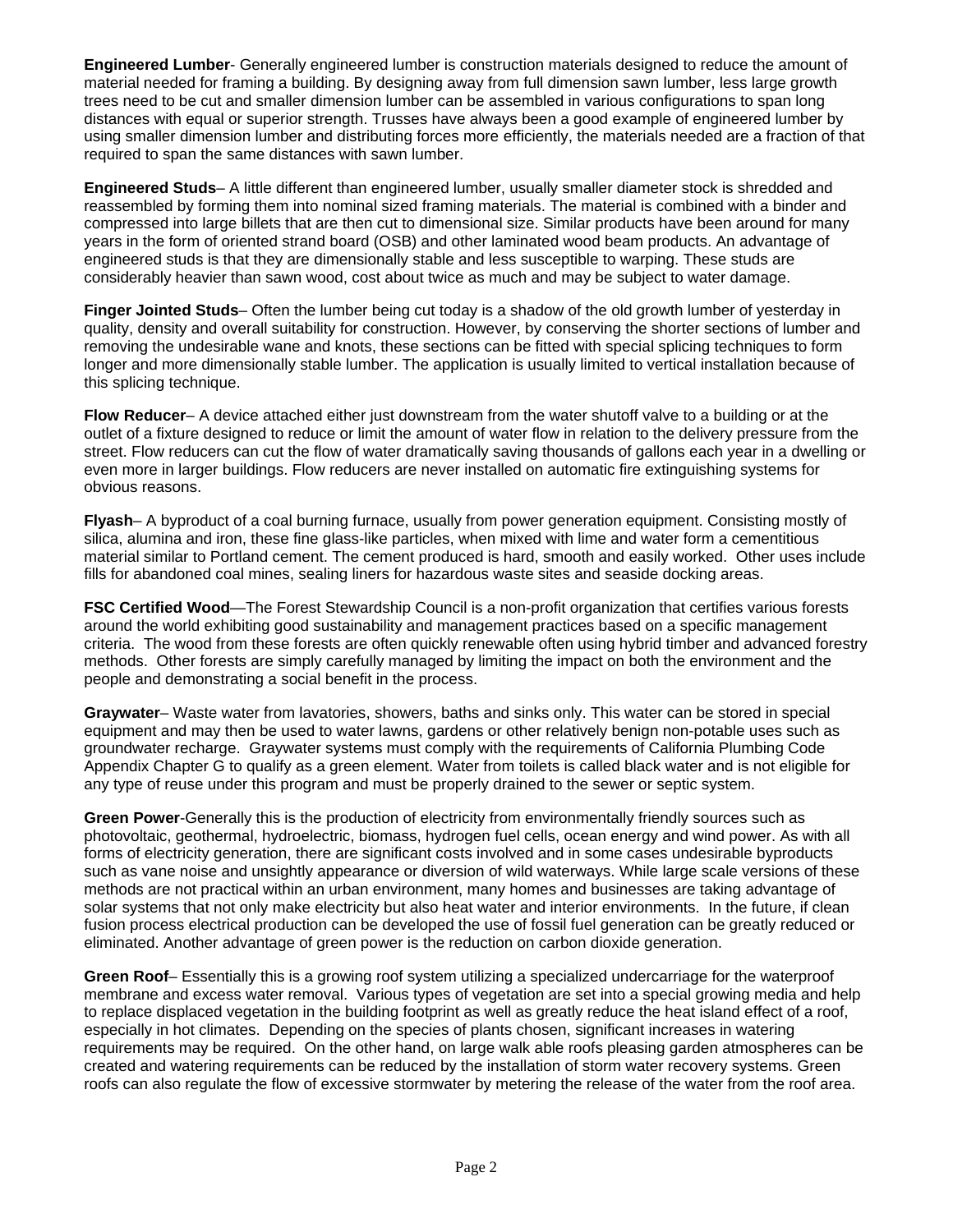**Engineered Lumber**- Generally engineered lumber is construction materials designed to reduce the amount of material needed for framing a building. By designing away from full dimension sawn lumber, less large growth trees need to be cut and smaller dimension lumber can be assembled in various configurations to span long distances with equal or superior strength. Trusses have always been a good example of engineered lumber by using smaller dimension lumber and distributing forces more efficiently, the materials needed are a fraction of that required to span the same distances with sawn lumber.

**Engineered Studs**– A little different than engineered lumber, usually smaller diameter stock is shredded and reassembled by forming them into nominal sized framing materials. The material is combined with a binder and compressed into large billets that are then cut to dimensional size. Similar products have been around for many years in the form of oriented strand board (OSB) and other laminated wood beam products. An advantage of engineered studs is that they are dimensionally stable and less susceptible to warping. These studs are considerably heavier than sawn wood, cost about twice as much and may be subject to water damage.

**Finger Jointed Studs**– Often the lumber being cut today is a shadow of the old growth lumber of yesterday in quality, density and overall suitability for construction. However, by conserving the shorter sections of lumber and removing the undesirable wane and knots, these sections can be fitted with special splicing techniques to form longer and more dimensionally stable lumber. The application is usually limited to vertical installation because of this splicing technique.

**Flow Reducer**– A device attached either just downstream from the water shutoff valve to a building or at the outlet of a fixture designed to reduce or limit the amount of water flow in relation to the delivery pressure from the street. Flow reducers can cut the flow of water dramatically saving thousands of gallons each year in a dwelling or even more in larger buildings. Flow reducers are never installed on automatic fire extinguishing systems for obvious reasons.

**Flyash**– A byproduct of a coal burning furnace, usually from power generation equipment. Consisting mostly of silica, alumina and iron, these fine glass-like particles, when mixed with lime and water form a cementitious material similar to Portland cement. The cement produced is hard, smooth and easily worked. Other uses include fills for abandoned coal mines, sealing liners for hazardous waste sites and seaside docking areas.

**FSC Certified Wood**—The Forest Stewardship Council is a non-profit organization that certifies various forests around the world exhibiting good sustainability and management practices based on a specific management criteria. The wood from these forests are often quickly renewable often using hybrid timber and advanced forestry methods. Other forests are simply carefully managed by limiting the impact on both the environment and the people and demonstrating a social benefit in the process.

**Graywater**– Waste water from lavatories, showers, baths and sinks only. This water can be stored in special equipment and may then be used to water lawns, gardens or other relatively benign non-potable uses such as groundwater recharge. Graywater systems must comply with the requirements of California Plumbing Code Appendix Chapter G to qualify as a green element. Water from toilets is called black water and is not eligible for any type of reuse under this program and must be properly drained to the sewer or septic system.

**Green Power**-Generally this is the production of electricity from environmentally friendly sources such as photovoltaic, geothermal, hydroelectric, biomass, hydrogen fuel cells, ocean energy and wind power. As with all forms of electricity generation, there are significant costs involved and in some cases undesirable byproducts such as vane noise and unsightly appearance or diversion of wild waterways. While large scale versions of these methods are not practical within an urban environment, many homes and businesses are taking advantage of solar systems that not only make electricity but also heat water and interior environments. In the future, if clean fusion process electrical production can be developed the use of fossil fuel generation can be greatly reduced or eliminated. Another advantage of green power is the reduction on carbon dioxide generation.

**Green Roof**– Essentially this is a growing roof system utilizing a specialized undercarriage for the waterproof membrane and excess water removal. Various types of vegetation are set into a special growing media and help to replace displaced vegetation in the building footprint as well as greatly reduce the heat island effect of a roof, especially in hot climates. Depending on the species of plants chosen, significant increases in watering requirements may be required. On the other hand, on large walk able roofs pleasing garden atmospheres can be created and watering requirements can be reduced by the installation of storm water recovery systems. Green roofs can also regulate the flow of excessive stormwater by metering the release of the water from the roof area.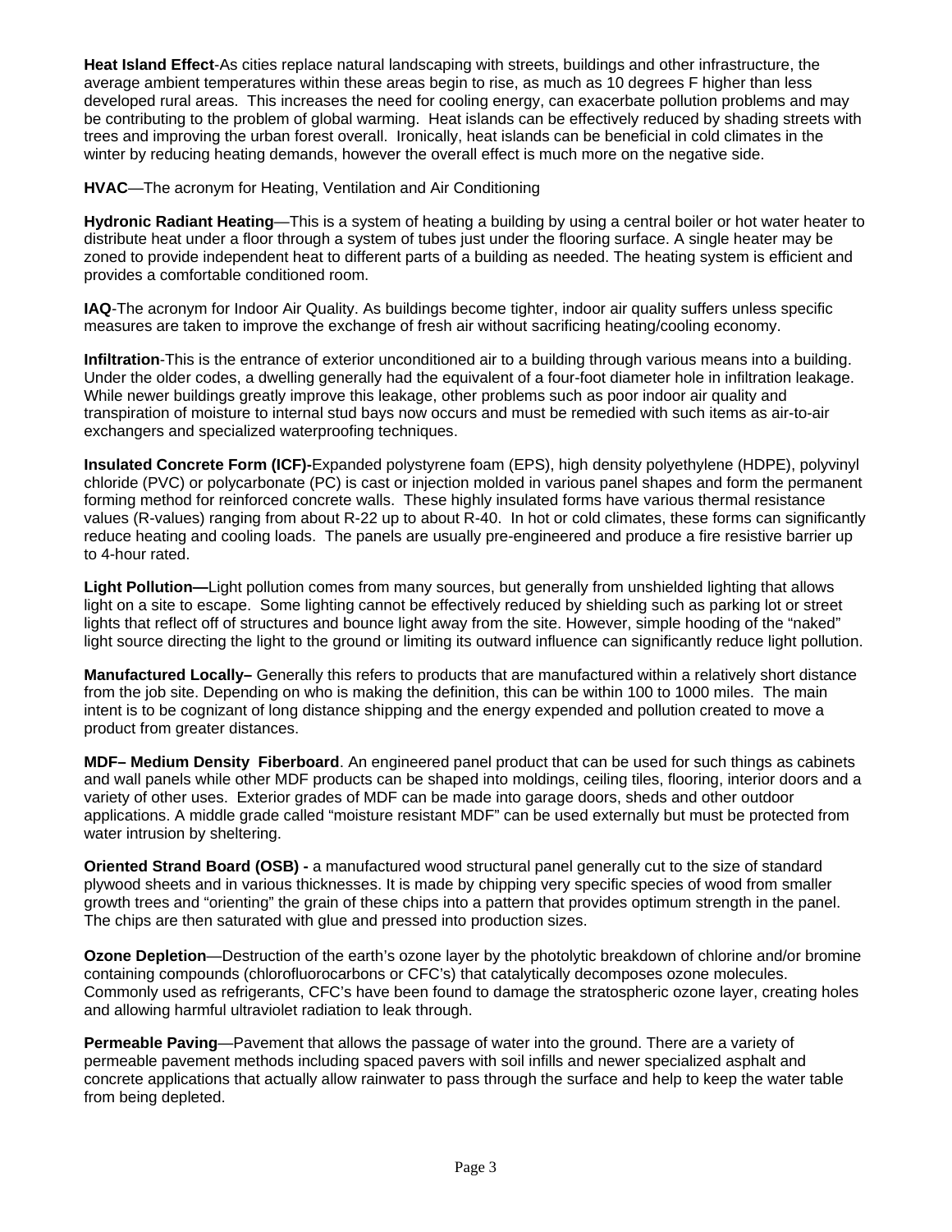**Heat Island Effect**-As cities replace natural landscaping with streets, buildings and other infrastructure, the average ambient temperatures within these areas begin to rise, as much as 10 degrees F higher than less developed rural areas. This increases the need for cooling energy, can exacerbate pollution problems and may be contributing to the problem of global warming. Heat islands can be effectively reduced by shading streets with trees and improving the urban forest overall. Ironically, heat islands can be beneficial in cold climates in the winter by reducing heating demands, however the overall effect is much more on the negative side.

**HVAC**—The acronym for Heating, Ventilation and Air Conditioning

**Hydronic Radiant Heating**—This is a system of heating a building by using a central boiler or hot water heater to distribute heat under a floor through a system of tubes just under the flooring surface. A single heater may be zoned to provide independent heat to different parts of a building as needed. The heating system is efficient and provides a comfortable conditioned room.

**IAQ**-The acronym for Indoor Air Quality. As buildings become tighter, indoor air quality suffers unless specific measures are taken to improve the exchange of fresh air without sacrificing heating/cooling economy.

**Infiltration**-This is the entrance of exterior unconditioned air to a building through various means into a building. Under the older codes, a dwelling generally had the equivalent of a four-foot diameter hole in infiltration leakage. While newer buildings greatly improve this leakage, other problems such as poor indoor air quality and transpiration of moisture to internal stud bays now occurs and must be remedied with such items as air-to-air exchangers and specialized waterproofing techniques.

**Insulated Concrete Form (ICF)-**Expanded polystyrene foam (EPS), high density polyethylene (HDPE), polyvinyl chloride (PVC) or polycarbonate (PC) is cast or injection molded in various panel shapes and form the permanent forming method for reinforced concrete walls. These highly insulated forms have various thermal resistance values (R-values) ranging from about R-22 up to about R-40. In hot or cold climates, these forms can significantly reduce heating and cooling loads. The panels are usually pre-engineered and produce a fire resistive barrier up to 4-hour rated.

**Light Pollution—**Light pollution comes from many sources, but generally from unshielded lighting that allows light on a site to escape. Some lighting cannot be effectively reduced by shielding such as parking lot or street lights that reflect off of structures and bounce light away from the site. However, simple hooding of the "naked" light source directing the light to the ground or limiting its outward influence can significantly reduce light pollution.

**Manufactured Locally–** Generally this refers to products that are manufactured within a relatively short distance from the job site. Depending on who is making the definition, this can be within 100 to 1000 miles. The main intent is to be cognizant of long distance shipping and the energy expended and pollution created to move a product from greater distances.

**MDF– Medium Density Fiberboard**. An engineered panel product that can be used for such things as cabinets and wall panels while other MDF products can be shaped into moldings, ceiling tiles, flooring, interior doors and a variety of other uses. Exterior grades of MDF can be made into garage doors, sheds and other outdoor applications. A middle grade called "moisture resistant MDF" can be used externally but must be protected from water intrusion by sheltering.

**Oriented Strand Board (OSB) -** a manufactured wood structural panel generally cut to the size of standard plywood sheets and in various thicknesses. It is made by chipping very specific species of wood from smaller growth trees and "orienting" the grain of these chips into a pattern that provides optimum strength in the panel. The chips are then saturated with glue and pressed into production sizes.

**Ozone Depletion**—Destruction of the earth's ozone layer by the photolytic breakdown of chlorine and/or bromine containing compounds (chlorofluorocarbons or CFC's) that catalytically decomposes ozone molecules. Commonly used as refrigerants, CFC's have been found to damage the stratospheric ozone layer, creating holes and allowing harmful ultraviolet radiation to leak through.

**Permeable Paving**—Pavement that allows the passage of water into the ground. There are a variety of permeable pavement methods including spaced pavers with soil infills and newer specialized asphalt and concrete applications that actually allow rainwater to pass through the surface and help to keep the water table from being depleted.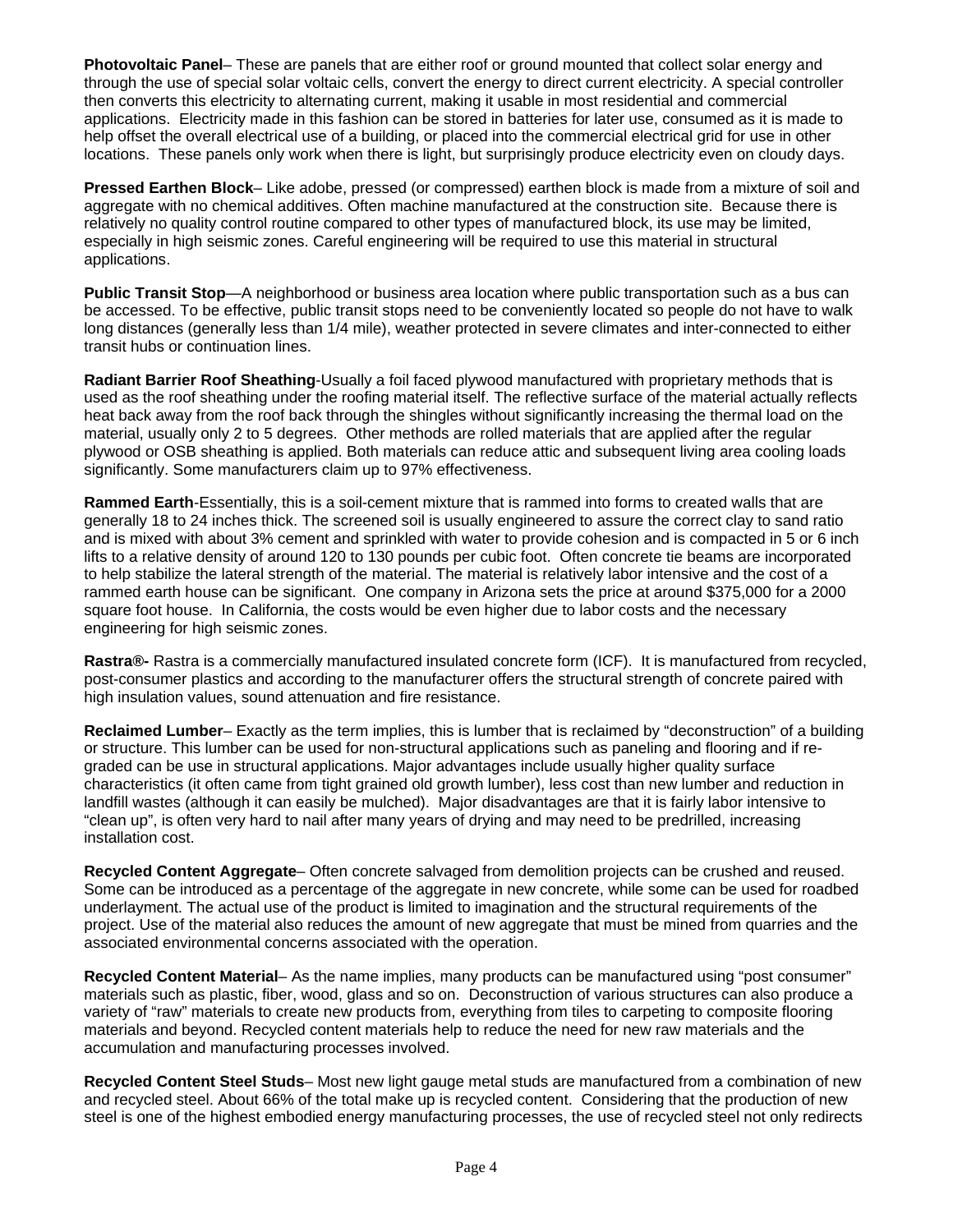**Photovoltaic Panel**– These are panels that are either roof or ground mounted that collect solar energy and through the use of special solar voltaic cells, convert the energy to direct current electricity. A special controller then converts this electricity to alternating current, making it usable in most residential and commercial applications. Electricity made in this fashion can be stored in batteries for later use, consumed as it is made to help offset the overall electrical use of a building, or placed into the commercial electrical grid for use in other locations. These panels only work when there is light, but surprisingly produce electricity even on cloudy days.

**Pressed Earthen Block**– Like adobe, pressed (or compressed) earthen block is made from a mixture of soil and aggregate with no chemical additives. Often machine manufactured at the construction site. Because there is relatively no quality control routine compared to other types of manufactured block, its use may be limited, especially in high seismic zones. Careful engineering will be required to use this material in structural applications.

**Public Transit Stop**—A neighborhood or business area location where public transportation such as a bus can be accessed. To be effective, public transit stops need to be conveniently located so people do not have to walk long distances (generally less than 1/4 mile), weather protected in severe climates and inter-connected to either transit hubs or continuation lines.

**Radiant Barrier Roof Sheathing**-Usually a foil faced plywood manufactured with proprietary methods that is used as the roof sheathing under the roofing material itself. The reflective surface of the material actually reflects heat back away from the roof back through the shingles without significantly increasing the thermal load on the material, usually only 2 to 5 degrees. Other methods are rolled materials that are applied after the regular plywood or OSB sheathing is applied. Both materials can reduce attic and subsequent living area cooling loads significantly. Some manufacturers claim up to 97% effectiveness.

**Rammed Earth**-Essentially, this is a soil-cement mixture that is rammed into forms to created walls that are generally 18 to 24 inches thick. The screened soil is usually engineered to assure the correct clay to sand ratio and is mixed with about 3% cement and sprinkled with water to provide cohesion and is compacted in 5 or 6 inch lifts to a relative density of around 120 to 130 pounds per cubic foot. Often concrete tie beams are incorporated to help stabilize the lateral strength of the material. The material is relatively labor intensive and the cost of a rammed earth house can be significant. One company in Arizona sets the price at around $375,000 for a 2000 square foot house. In California, the costs would be even higher due to labor costs and the necessary engineering for high seismic zones.

**Rastra®-** Rastra is a commercially manufactured insulated concrete form (ICF). It is manufactured from recycled, post-consumer plastics and according to the manufacturer offers the structural strength of concrete paired with high insulation values, sound attenuation and fire resistance.

**Reclaimed Lumber**– Exactly as the term implies, this is lumber that is reclaimed by "deconstruction" of a building or structure. This lumber can be used for non-structural applications such as paneling and flooring and if re-graded can be use in structural applications. Major advantages include usually higher quality surface characteristics (it often came from tight grained old growth lumber), less cost than new lumber and reduction in landfill wastes (although it can easily be mulched). Major disadvantages are that it is fairly labor intensive to "clean up", is often very hard to nail after many years of drying and may need to be predrilled, increasing installation cost.

**Recycled Content Aggregate**– Often concrete salvaged from demolition projects can be crushed and reused. Some can be introduced as a percentage of the aggregate in new concrete, while some can be used for roadbed underlayment. The actual use of the product is limited to imagination and the structural requirements of the project. Use of the material also reduces the amount of new aggregate that must be mined from quarries and the associated environmental concerns associated with the operation.

**Recycled Content Material**– As the name implies, many products can be manufactured using "post consumer" materials such as plastic, fiber, wood, glass and so on. Deconstruction of various structures can also produce a variety of "raw" materials to create new products from, everything from tiles to carpeting to composite flooring materials and beyond. Recycled content materials help to reduce the need for new raw materials and the accumulation and manufacturing processes involved.

**Recycled Content Steel Studs**– Most new light gauge metal studs are manufactured from a combination of new and recycled steel. About 66% of the total make up is recycled content. Considering that the production of new steel is one of the highest embodied energy manufacturing processes, the use of recycled steel not only redirects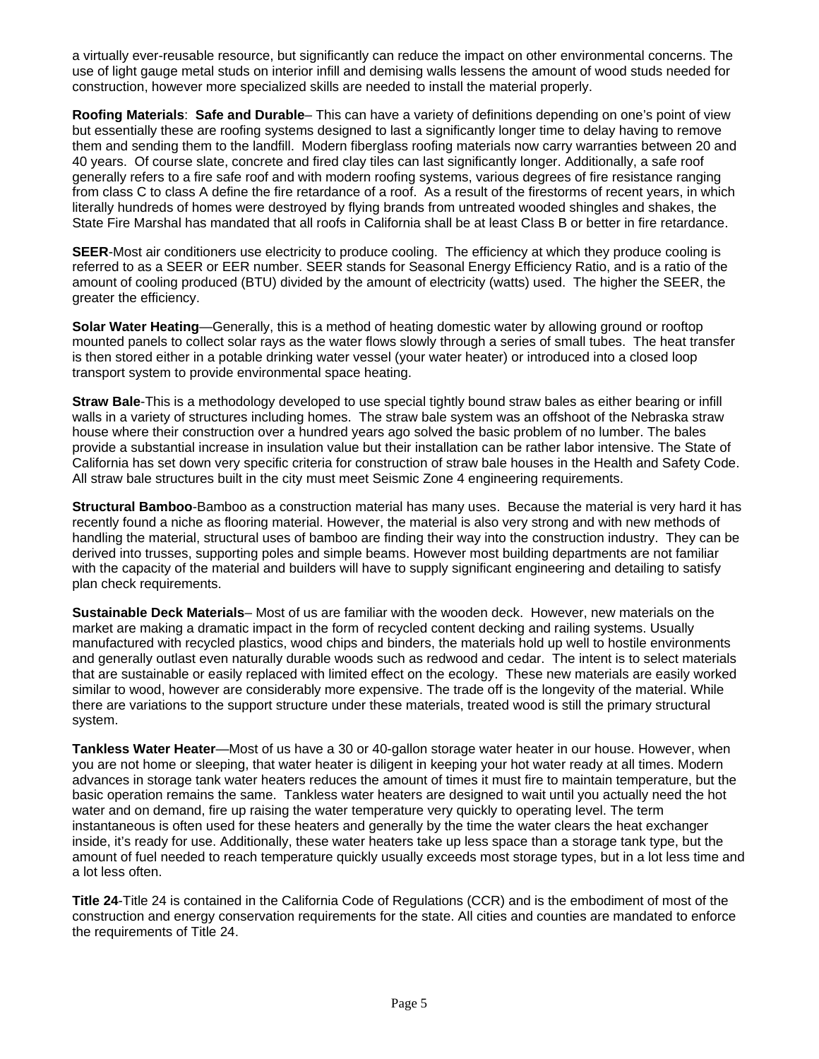a virtually ever-reusable resource, but significantly can reduce the impact on other environmental concerns. The use of light gauge metal studs on interior infill and demising walls lessens the amount of wood studs needed for construction, however more specialized skills are needed to install the material properly.

**Roofing Materials**: **Safe and Durable**– This can have a variety of definitions depending on one's point of view but essentially these are roofing systems designed to last a significantly longer time to delay having to remove them and sending them to the landfill. Modern fiberglass roofing materials now carry warranties between 20 and 40 years. Of course slate, concrete and fired clay tiles can last significantly longer. Additionally, a safe roof generally refers to a fire safe roof and with modern roofing systems, various degrees of fire resistance ranging from class C to class A define the fire retardance of a roof. As a result of the firestorms of recent years, in which literally hundreds of homes were destroyed by flying brands from untreated wooded shingles and shakes, the State Fire Marshal has mandated that all roofs in California shall be at least Class B or better in fire retardance.

**SEER**-Most air conditioners use electricity to produce cooling. The efficiency at which they produce cooling is referred to as a SEER or EER number. SEER stands for Seasonal Energy Efficiency Ratio, and is a ratio of the amount of cooling produced (BTU) divided by the amount of electricity (watts) used. The higher the SEER, the greater the efficiency.

**Solar Water Heating**—Generally, this is a method of heating domestic water by allowing ground or rooftop mounted panels to collect solar rays as the water flows slowly through a series of small tubes. The heat transfer is then stored either in a potable drinking water vessel (your water heater) or introduced into a closed loop transport system to provide environmental space heating.

**Straw Bale**-This is a methodology developed to use special tightly bound straw bales as either bearing or infill walls in a variety of structures including homes. The straw bale system was an offshoot of the Nebraska straw house where their construction over a hundred years ago solved the basic problem of no lumber. The bales provide a substantial increase in insulation value but their installation can be rather labor intensive. The State of California has set down very specific criteria for construction of straw bale houses in the Health and Safety Code. All straw bale structures built in the city must meet Seismic Zone 4 engineering requirements.

**Structural Bamboo**-Bamboo as a construction material has many uses. Because the material is very hard it has recently found a niche as flooring material. However, the material is also very strong and with new methods of handling the material, structural uses of bamboo are finding their way into the construction industry. They can be derived into trusses, supporting poles and simple beams. However most building departments are not familiar with the capacity of the material and builders will have to supply significant engineering and detailing to satisfy plan check requirements.

**Sustainable Deck Materials**– Most of us are familiar with the wooden deck. However, new materials on the market are making a dramatic impact in the form of recycled content decking and railing systems. Usually manufactured with recycled plastics, wood chips and binders, the materials hold up well to hostile environments and generally outlast even naturally durable woods such as redwood and cedar. The intent is to select materials that are sustainable or easily replaced with limited effect on the ecology. These new materials are easily worked similar to wood, however are considerably more expensive. The trade off is the longevity of the material. While there are variations to the support structure under these materials, treated wood is still the primary structural system.

**Tankless Water Heater**—Most of us have a 30 or 40-gallon storage water heater in our house. However, when you are not home or sleeping, that water heater is diligent in keeping your hot water ready at all times. Modern advances in storage tank water heaters reduces the amount of times it must fire to maintain temperature, but the basic operation remains the same. Tankless water heaters are designed to wait until you actually need the hot water and on demand, fire up raising the water temperature very quickly to operating level. The term instantaneous is often used for these heaters and generally by the time the water clears the heat exchanger inside, it's ready for use. Additionally, these water heaters take up less space than a storage tank type, but the amount of fuel needed to reach temperature quickly usually exceeds most storage types, but in a lot less time and a lot less often.

**Title 24**-Title 24 is contained in the California Code of Regulations (CCR) and is the embodiment of most of the construction and energy conservation requirements for the state. All cities and counties are mandated to enforce the requirements of Title 24.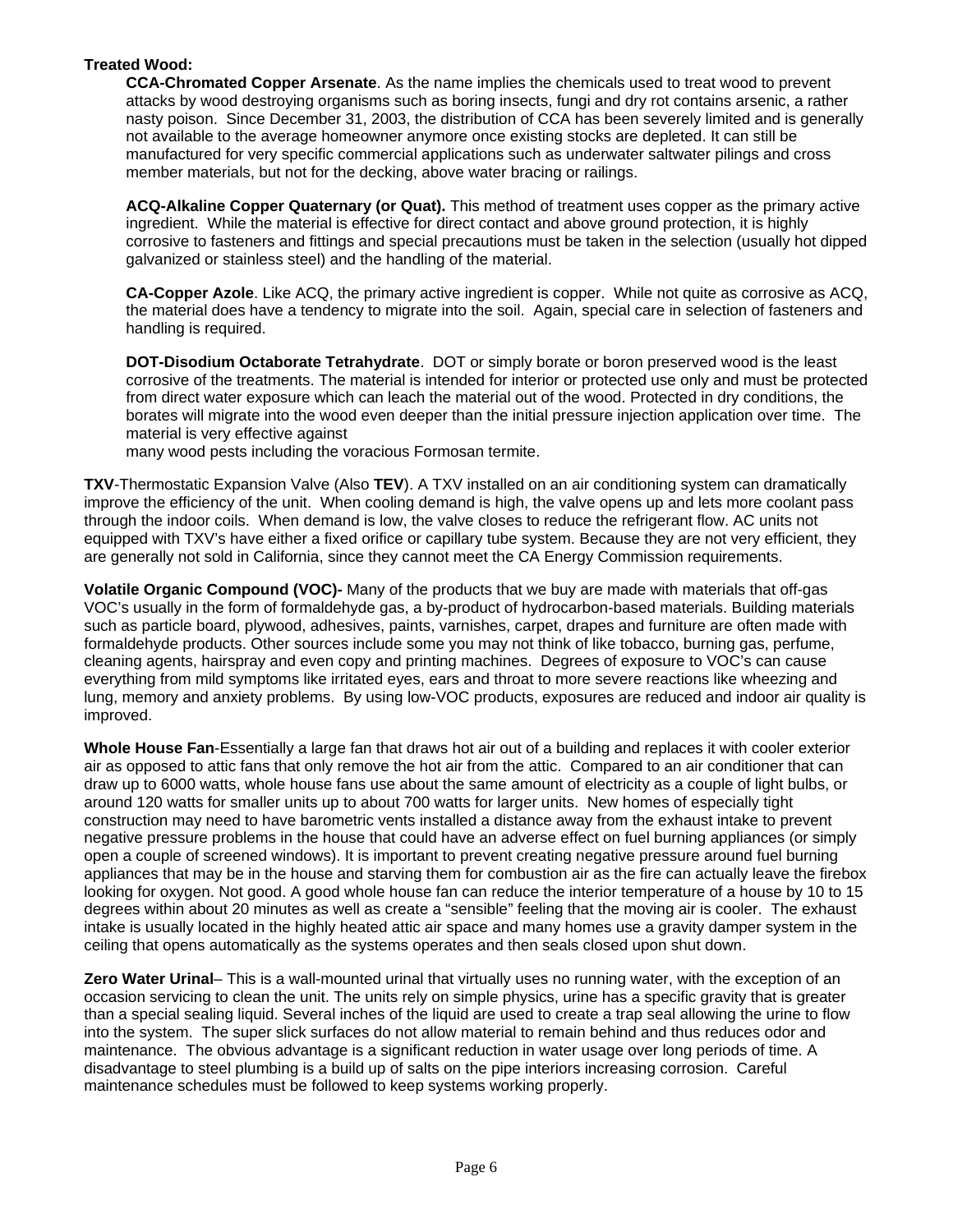**Treated Wood:**

**CCA-Chromated Copper Arsenate**. As the name implies the chemicals used to treat wood to prevent attacks by wood destroying organisms such as boring insects, fungi and dry rot contains arsenic, a rather nasty poison. Since December 31, 2003, the distribution of CCA has been severely limited and is generally not available to the average homeowner anymore once existing stocks are depleted. It can still be manufactured for very specific commercial applications such as underwater saltwater pilings and cross member materials, but not for the decking, above water bracing or railings.

**ACQ-Alkaline Copper Quaternary (or Quat).** This method of treatment uses copper as the primary active ingredient. While the material is effective for direct contact and above ground protection, it is highly corrosive to fasteners and fittings and special precautions must be taken in the selection (usually hot dipped galvanized or stainless steel) and the handling of the material.

**CA-Copper Azole**. Like ACQ, the primary active ingredient is copper. While not quite as corrosive as ACQ, the material does have a tendency to migrate into the soil. Again, special care in selection of fasteners and handling is required.

**DOT-Disodium Octaborate Tetrahydrate**. DOT or simply borate or boron preserved wood is the least corrosive of the treatments. The material is intended for interior or protected use only and must be protected from direct water exposure which can leach the material out of the wood. Protected in dry conditions, the borates will migrate into the wood even deeper than the initial pressure injection application over time. The material is very effective against
many wood pests including the voracious Formosan termite.

**TXV**-Thermostatic Expansion Valve (Also **TEV**). A TXV installed on an air conditioning system can dramatically improve the efficiency of the unit. When cooling demand is high, the valve opens up and lets more coolant pass through the indoor coils. When demand is low, the valve closes to reduce the refrigerant flow. AC units not equipped with TXV's have either a fixed orifice or capillary tube system. Because they are not very efficient, they are generally not sold in California, since they cannot meet the CA Energy Commission requirements.

**Volatile Organic Compound (VOC)-** Many of the products that we buy are made with materials that off-gas VOC's usually in the form of formaldehyde gas, a by-product of hydrocarbon-based materials. Building materials such as particle board, plywood, adhesives, paints, varnishes, carpet, drapes and furniture are often made with formaldehyde products. Other sources include some you may not think of like tobacco, burning gas, perfume, cleaning agents, hairspray and even copy and printing machines. Degrees of exposure to VOC's can cause everything from mild symptoms like irritated eyes, ears and throat to more severe reactions like wheezing and lung, memory and anxiety problems. By using low-VOC products, exposures are reduced and indoor air quality is improved.

**Whole House Fan**-Essentially a large fan that draws hot air out of a building and replaces it with cooler exterior air as opposed to attic fans that only remove the hot air from the attic. Compared to an air conditioner that can draw up to 6000 watts, whole house fans use about the same amount of electricity as a couple of light bulbs, or around 120 watts for smaller units up to about 700 watts for larger units. New homes of especially tight construction may need to have barometric vents installed a distance away from the exhaust intake to prevent negative pressure problems in the house that could have an adverse effect on fuel burning appliances (or simply open a couple of screened windows). It is important to prevent creating negative pressure around fuel burning appliances that may be in the house and starving them for combustion air as the fire can actually leave the firebox looking for oxygen. Not good. A good whole house fan can reduce the interior temperature of a house by 10 to 15 degrees within about 20 minutes as well as create a "sensible" feeling that the moving air is cooler. The exhaust intake is usually located in the highly heated attic air space and many homes use a gravity damper system in the ceiling that opens automatically as the systems operates and then seals closed upon shut down.

**Zero Water Urinal**– This is a wall-mounted urinal that virtually uses no running water, with the exception of an occasion servicing to clean the unit. The units rely on simple physics, urine has a specific gravity that is greater than a special sealing liquid. Several inches of the liquid are used to create a trap seal allowing the urine to flow into the system. The super slick surfaces do not allow material to remain behind and thus reduces odor and maintenance. The obvious advantage is a significant reduction in water usage over long periods of time. A disadvantage to steel plumbing is a build up of salts on the pipe interiors increasing corrosion. Careful maintenance schedules must be followed to keep systems working properly.